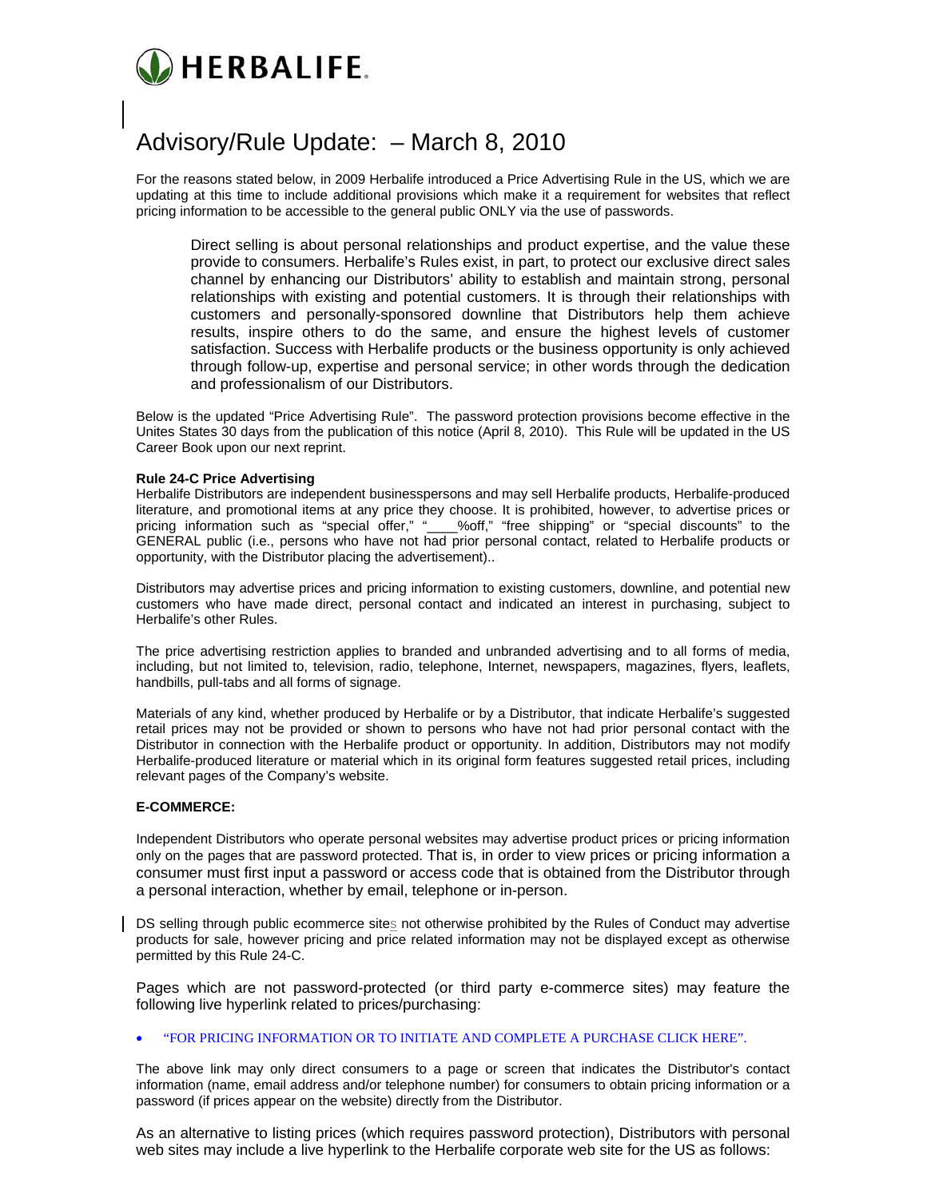HERBALIFE.

# Advisory/Rule Update: – March 8, 2010

For the reasons stated below, in 2009 Herbalife introduced a Price Advertising Rule in the US, which we are updating at this time to include additional provisions which make it a requirement for websites that reflect pricing information to be accessible to the general public ONLY via the use of passwords.

> Direct selling is about personal relationships and product expertise, and the value these provide to consumers. Herbalife's Rules exist, in part, to protect our exclusive direct sales channel by enhancing our Distributors' ability to establish and maintain strong, personal relationships with existing and potential customers. It is through their relationships with customers and personally-sponsored downline that Distributors help them achieve results, inspire others to do the same, and ensure the highest levels of customer satisfaction. Success with Herbalife products or the business opportunity is only achieved through follow-up, expertise and personal service; in other words through the dedication and professionalism of our Distributors.

Below is the updated "Price Advertising Rule". The password protection provisions become effective in the Unites States 30 days from the publication of this notice (April 8, 2010). This Rule will be updated in the US Career Book upon our next reprint.

**Rule 24-C Price Advertising**

Herbalife Distributors are independent businesspersons and may sell Herbalife products, Herbalife-produced literature, and promotional items at any price they choose. It is prohibited, however, to advertise prices or pricing information such as "special offer," "____%off," "free shipping" or "special discounts" to the GENERAL public (i.e., persons who have not had prior personal contact, related to Herbalife products or opportunity, with the Distributor placing the advertisement)..

Distributors may advertise prices and pricing information to existing customers, downline, and potential new customers who have made direct, personal contact and indicated an interest in purchasing, subject to Herbalife's other Rules.

The price advertising restriction applies to branded and unbranded advertising and to all forms of media, including, but not limited to, television, radio, telephone, Internet, newspapers, magazines, flyers, leaflets, handbills, pull-tabs and all forms of signage.

Materials of any kind, whether produced by Herbalife or by a Distributor, that indicate Herbalife's suggested retail prices may not be provided or shown to persons who have not had prior personal contact with the Distributor in connection with the Herbalife product or opportunity. In addition, Distributors may not modify Herbalife-produced literature or material which in its original form features suggested retail prices, including relevant pages of the Company's website.

**E-COMMERCE:**

Independent Distributors who operate personal websites may advertise product prices or pricing information only on the pages that are password protected. That is, in order to view prices or pricing information a consumer must first input a password or access code that is obtained from the Distributor through a personal interaction, whether by email, telephone or in-person.

DS selling through public ecommerce sites not otherwise prohibited by the Rules of Conduct may advertise products for sale, however pricing and price related information may not be displayed except as otherwise permitted by this Rule 24-C.

Pages which are not password-protected (or third party e-commerce sites) may feature the following live hyperlink related to prices/purchasing:

- "FOR PRICING INFORMATION OR TO INITIATE AND COMPLETE A PURCHASE CLICK HERE".

The above link may only direct consumers to a page or screen that indicates the Distributor's contact information (name, email address and/or telephone number) for consumers to obtain pricing information or a password (if prices appear on the website) directly from the Distributor.

As an alternative to listing prices (which requires password protection), Distributors with personal web sites may include a live hyperlink to the Herbalife corporate web site for the US as follows: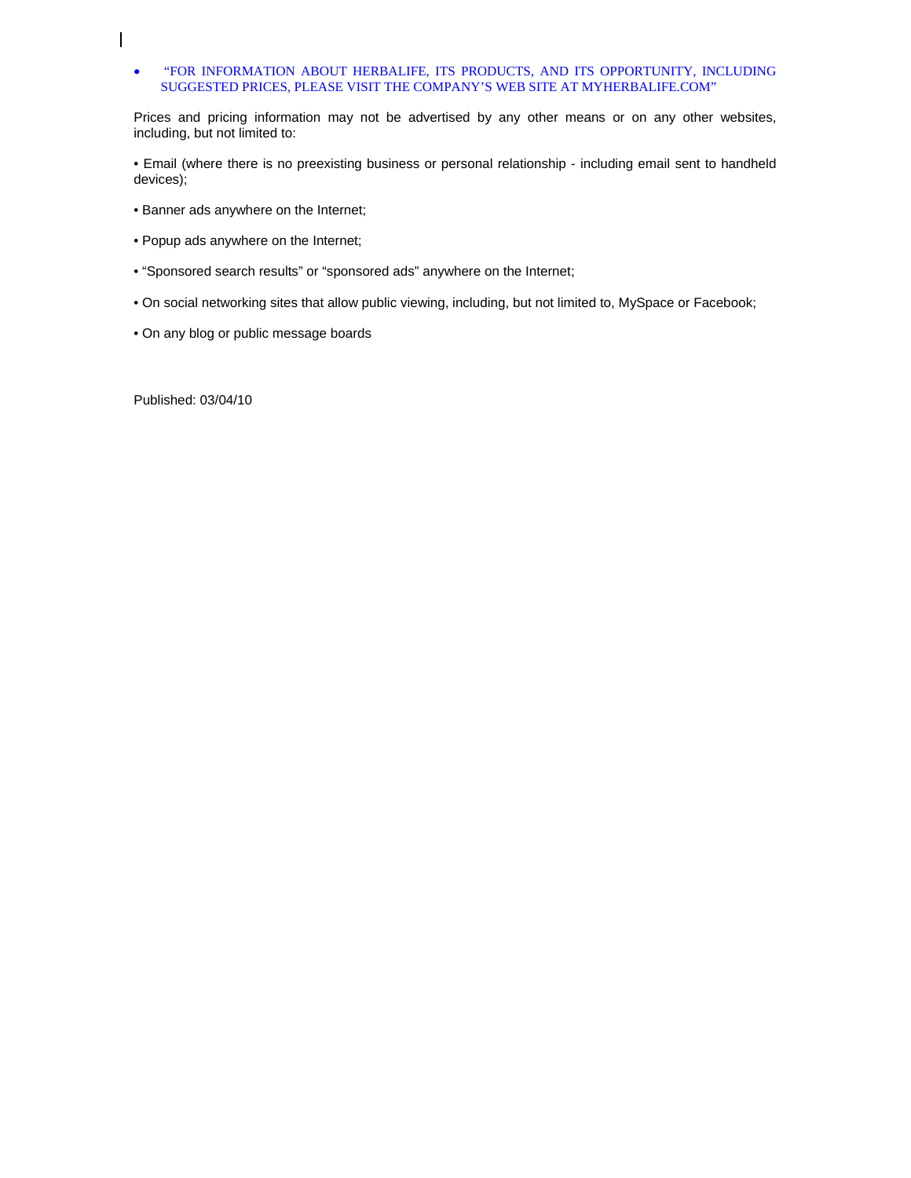- "FOR INFORMATION ABOUT HERBALIFE, ITS PRODUCTS, AND ITS OPPORTUNITY, INCLUDING SUGGESTED PRICES, PLEASE VISIT THE COMPANY'S WEB SITE AT MYHERBALIFE.COM"

Prices and pricing information may not be advertised by any other means or on any other websites, including, but not limited to:

• Email (where there is no preexisting business or personal relationship - including email sent to handheld devices);

• Banner ads anywhere on the Internet;

• Popup ads anywhere on the Internet;

• "Sponsored search results" or "sponsored ads" anywhere on the Internet;

• On social networking sites that allow public viewing, including, but not limited to, MySpace or Facebook;

• On any blog or public message boards

Published: 03/04/10